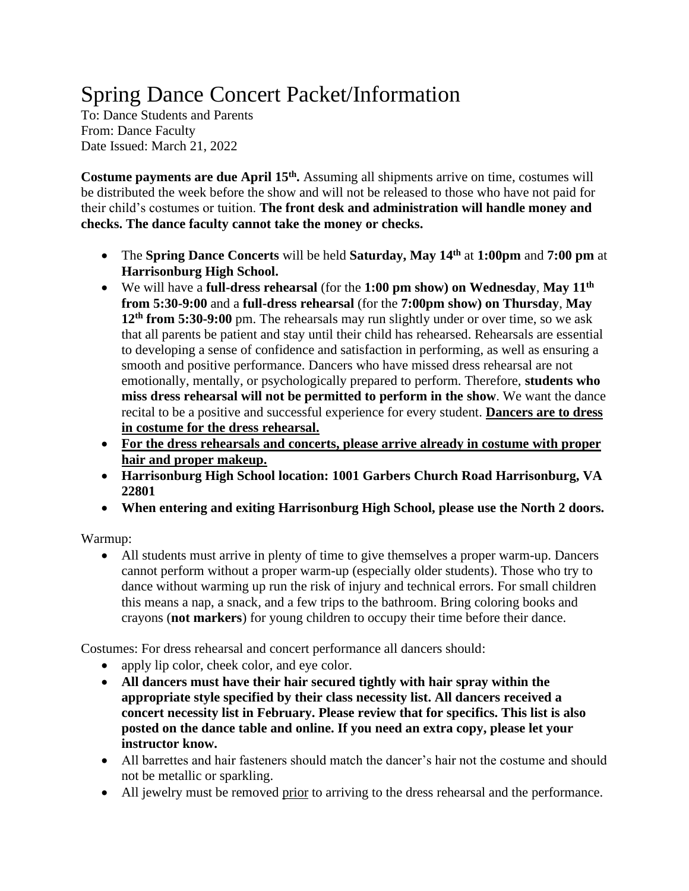# Spring Dance Concert Packet/Information

To: Dance Students and Parents
From: Dance Faculty
Date Issued: March 21, 2022

**Costume payments are due April 15th.** Assuming all shipments arrive on time, costumes will be distributed the week before the show and will not be released to those who have not paid for their child's costumes or tuition. **The front desk and administration will handle money and checks. The dance faculty cannot take the money or checks.**

- The **Spring Dance Concerts** will be held **Saturday, May 14th** at **1:00pm** and **7:00 pm** at **Harrisonburg High School.**
- We will have a **full-dress rehearsal** (for the **1:00 pm show) on Wednesday**, **May 11th from 5:30-9:00** and a **full-dress rehearsal** (for the **7:00pm show) on Thursday**, **May 12th from 5:30-9:00** pm. The rehearsals may run slightly under or over time, so we ask that all parents be patient and stay until their child has rehearsed. Rehearsals are essential to developing a sense of confidence and satisfaction in performing, as well as ensuring a smooth and positive performance. Dancers who have missed dress rehearsal are not emotionally, mentally, or psychologically prepared to perform. Therefore, **students who miss dress rehearsal will not be permitted to perform in the show**. We want the dance recital to be a positive and successful experience for every student. **<u>Dancers are to dress in costume for the dress rehearsal.</u>**
- **<u>For the dress rehearsals and concerts, please arrive already in costume with proper hair and proper makeup.</u>**
- **Harrisonburg High School location: 1001 Garbers Church Road Harrisonburg, VA 22801**
- **When entering and exiting Harrisonburg High School, please use the North 2 doors.**

Warmup:

- All students must arrive in plenty of time to give themselves a proper warm-up. Dancers cannot perform without a proper warm-up (especially older students). Those who try to dance without warming up run the risk of injury and technical errors. For small children this means a nap, a snack, and a few trips to the bathroom. Bring coloring books and crayons (**not markers**) for young children to occupy their time before their dance.

Costumes: For dress rehearsal and concert performance all dancers should:

- apply lip color, cheek color, and eye color.
- **All dancers must have their hair secured tightly with hair spray within the appropriate style specified by their class necessity list. All dancers received a concert necessity list in February. Please review that for specifics. This list is also posted on the dance table and online. If you need an extra copy, please let your instructor know.**
- All barrettes and hair fasteners should match the dancer's hair not the costume and should not be metallic or sparkling.
- All jewelry must be removed <u>prior</u> to arriving to the dress rehearsal and the performance.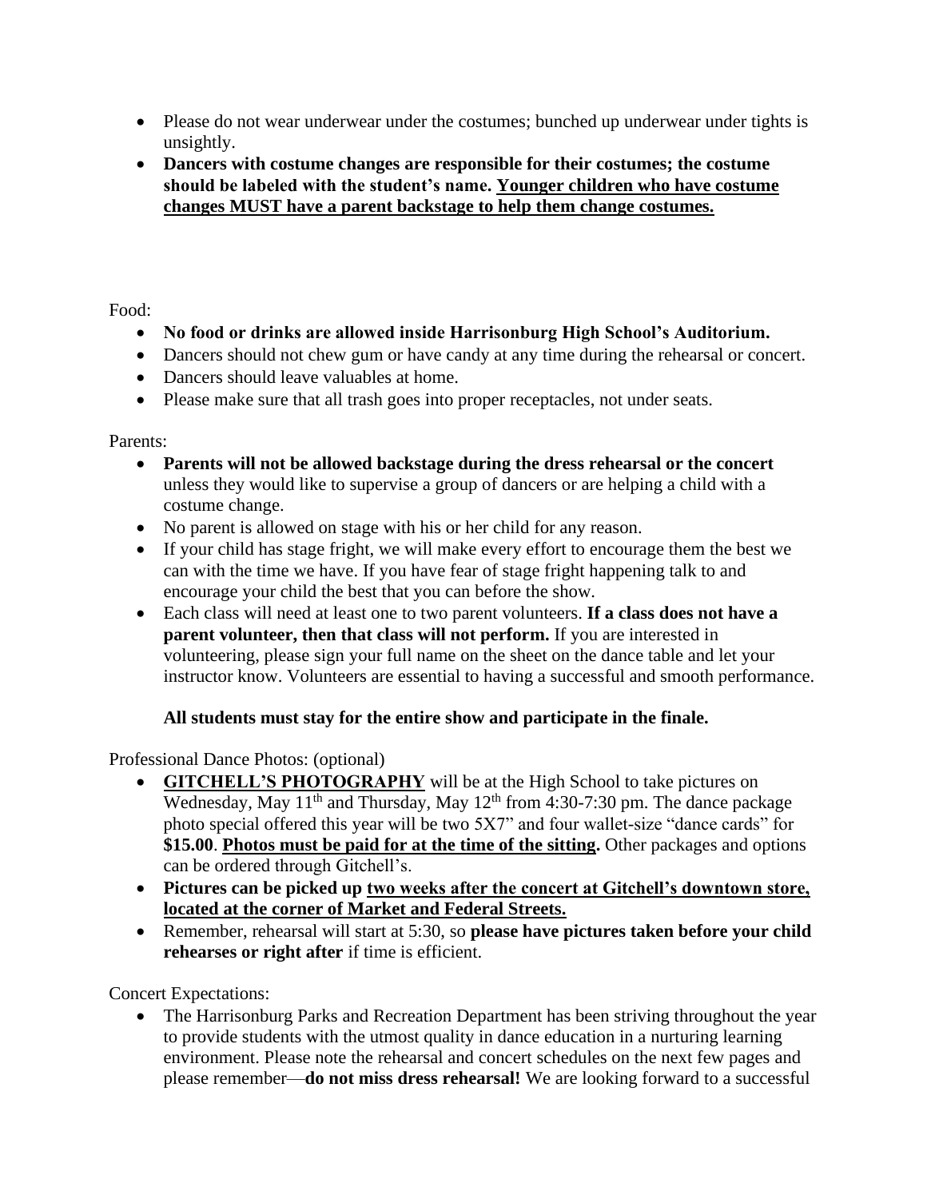- Please do not wear underwear under the costumes; bunched up underwear under tights is unsightly.
- **Dancers with costume changes are responsible for their costumes; the costume should be labeled with the student's name. <u>Younger children who have costume changes MUST have a parent backstage to help them change costumes.</u>**

Food:

- **No food or drinks are allowed inside Harrisonburg High School's Auditorium.**
- Dancers should not chew gum or have candy at any time during the rehearsal or concert.
- Dancers should leave valuables at home.
- Please make sure that all trash goes into proper receptacles, not under seats.

Parents:

- **Parents will not be allowed backstage during the dress rehearsal or the concert** unless they would like to supervise a group of dancers or are helping a child with a costume change.
- No parent is allowed on stage with his or her child for any reason.
- If your child has stage fright, we will make every effort to encourage them the best we can with the time we have. If you have fear of stage fright happening talk to and encourage your child the best that you can before the show.
- Each class will need at least one to two parent volunteers. **If a class does not have a parent volunteer, then that class will not perform.** If you are interested in volunteering, please sign your full name on the sheet on the dance table and let your instructor know. Volunteers are essential to having a successful and smooth performance.

**All students must stay for the entire show and participate in the finale.**

Professional Dance Photos: (optional)

- **<u>GITCHELL'S PHOTOGRAPHY</u>** will be at the High School to take pictures on Wednesday, May 11th and Thursday, May 12th from 4:30-7:30 pm. The dance package photo special offered this year will be two 5X7" and four wallet-size "dance cards" for **$15.00**. **<u>Photos must be paid for at the time of the sitting.</u>** Other packages and options can be ordered through Gitchell's.
- **Pictures can be picked up <u>two weeks after the concert at Gitchell's downtown store, located at the corner of Market and Federal Streets.</u>**
- Remember, rehearsal will start at 5:30, so **please have pictures taken before your child rehearses or right after** if time is efficient.

Concert Expectations:

- The Harrisonburg Parks and Recreation Department has been striving throughout the year to provide students with the utmost quality in dance education in a nurturing learning environment. Please note the rehearsal and concert schedules on the next few pages and please remember—**do not miss dress rehearsal!** We are looking forward to a successful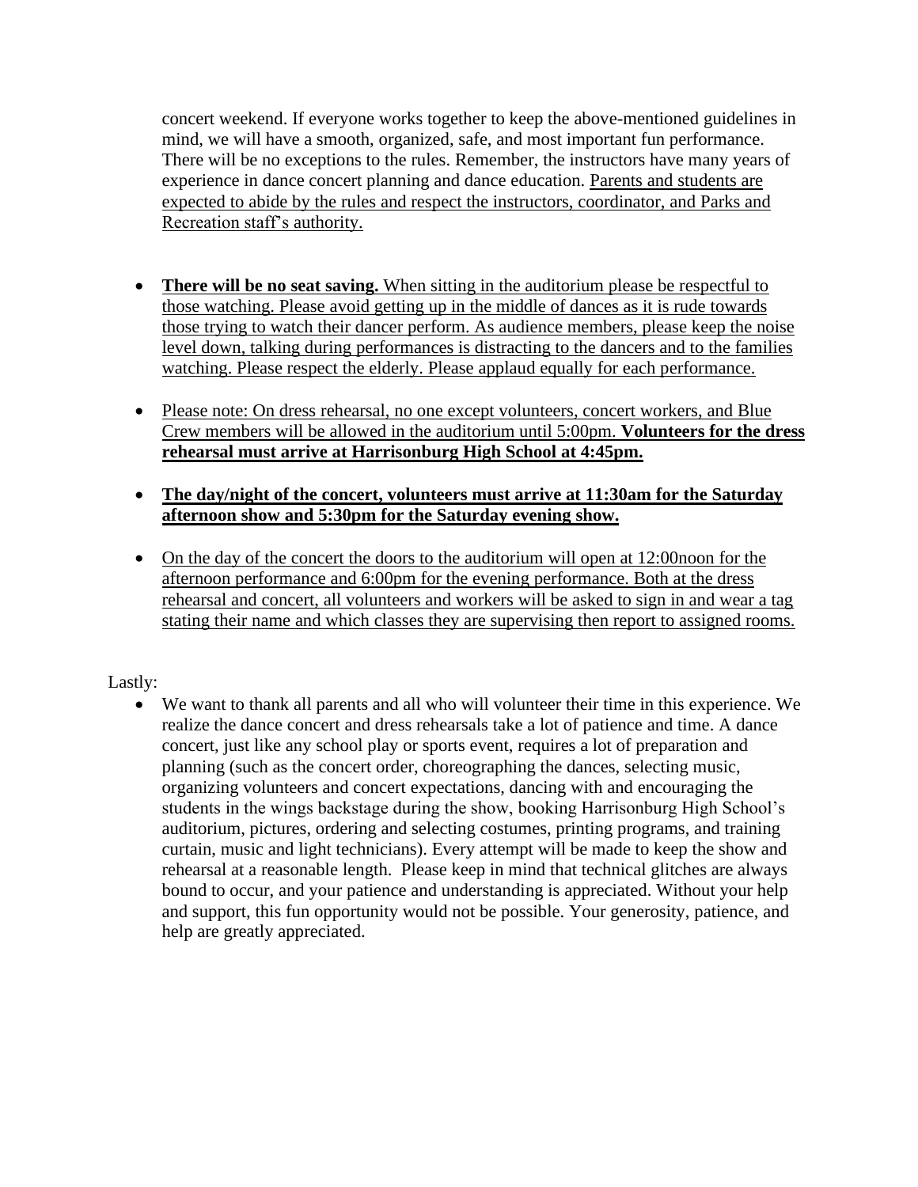concert weekend. If everyone works together to keep the above-mentioned guidelines in mind, we will have a smooth, organized, safe, and most important fun performance. There will be no exceptions to the rules. Remember, the instructors have many years of experience in dance concert planning and dance education. Parents and students are expected to abide by the rules and respect the instructors, coordinator, and Parks and Recreation staff's authority.

- **There will be no seat saving.** When sitting in the auditorium please be respectful to those watching. Please avoid getting up in the middle of dances as it is rude towards those trying to watch their dancer perform. As audience members, please keep the noise level down, talking during performances is distracting to the dancers and to the families watching. Please respect the elderly. Please applaud equally for each performance.

- Please note: On dress rehearsal, no one except volunteers, concert workers, and Blue Crew members will be allowed in the auditorium until 5:00pm. **Volunteers for the dress rehearsal must arrive at Harrisonburg High School at 4:45pm.**

- **The day/night of the concert, volunteers must arrive at 11:30am for the Saturday afternoon show and 5:30pm for the Saturday evening show.**

- On the day of the concert the doors to the auditorium will open at 12:00noon for the afternoon performance and 6:00pm for the evening performance. Both at the dress rehearsal and concert, all volunteers and workers will be asked to sign in and wear a tag stating their name and which classes they are supervising then report to assigned rooms.

Lastly:

- We want to thank all parents and all who will volunteer their time in this experience. We realize the dance concert and dress rehearsals take a lot of patience and time. A dance concert, just like any school play or sports event, requires a lot of preparation and planning (such as the concert order, choreographing the dances, selecting music, organizing volunteers and concert expectations, dancing with and encouraging the students in the wings backstage during the show, booking Harrisonburg High School's auditorium, pictures, ordering and selecting costumes, printing programs, and training curtain, music and light technicians). Every attempt will be made to keep the show and rehearsal at a reasonable length. Please keep in mind that technical glitches are always bound to occur, and your patience and understanding is appreciated. Without your help and support, this fun opportunity would not be possible. Your generosity, patience, and help are greatly appreciated.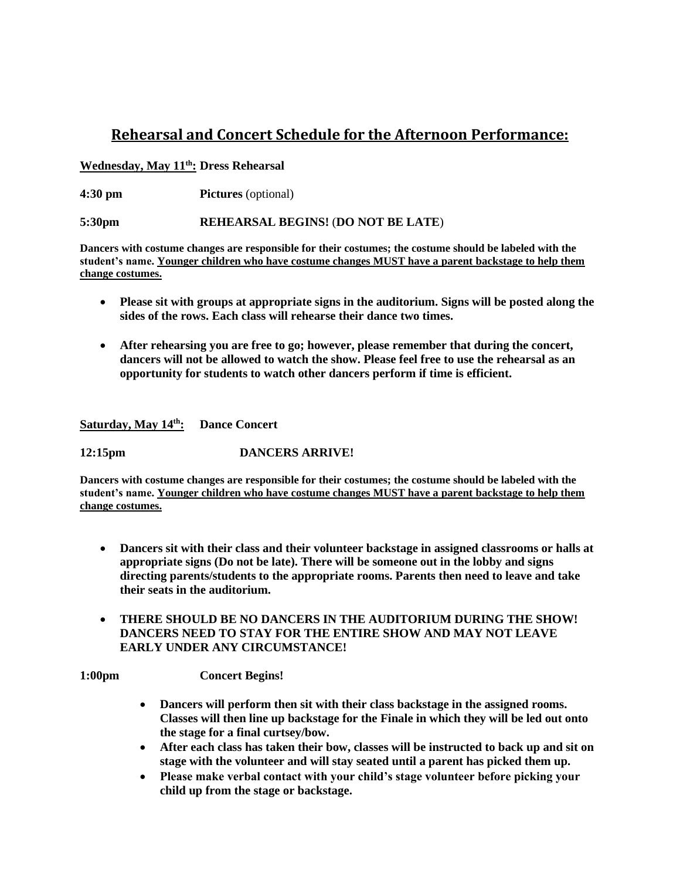## Rehearsal and Concert Schedule for the Afternoon Performance:

**Wednesday, May 11th: Dress Rehearsal**

**4:30 pm** **Pictures** (optional)

**5:30pm** **REHEARSAL BEGINS!** (**DO NOT BE LATE**)

**Dancers with costume changes are responsible for their costumes; the costume should be labeled with the student's name. Younger children who have costume changes MUST have a parent backstage to help them change costumes.**

- **Please sit with groups at appropriate signs in the auditorium. Signs will be posted along the sides of the rows. Each class will rehearse their dance two times.**
- **After rehearsing you are free to go; however, please remember that during the concert, dancers will not be allowed to watch the show. Please feel free to use the rehearsal as an opportunity for students to watch other dancers perform if time is efficient.**

**Saturday, May 14th: Dance Concert**

**12:15pm** **DANCERS ARRIVE!**

**Dancers with costume changes are responsible for their costumes; the costume should be labeled with the student's name. Younger children who have costume changes MUST have a parent backstage to help them change costumes.**

- **Dancers sit with their class and their volunteer backstage in assigned classrooms or halls at appropriate signs (Do not be late). There will be someone out in the lobby and signs directing parents/students to the appropriate rooms. Parents then need to leave and take their seats in the auditorium.**
- **THERE SHOULD BE NO DANCERS IN THE AUDITORIUM DURING THE SHOW! DANCERS NEED TO STAY FOR THE ENTIRE SHOW AND MAY NOT LEAVE EARLY UNDER ANY CIRCUMSTANCE!**

**1:00pm** **Concert Begins!**

- **Dancers will perform then sit with their class backstage in the assigned rooms. Classes will then line up backstage for the Finale in which they will be led out onto the stage for a final curtsey/bow.**
- **After each class has taken their bow, classes will be instructed to back up and sit on stage with the volunteer and will stay seated until a parent has picked them up.**
- **Please make verbal contact with your child's stage volunteer before picking your child up from the stage or backstage.**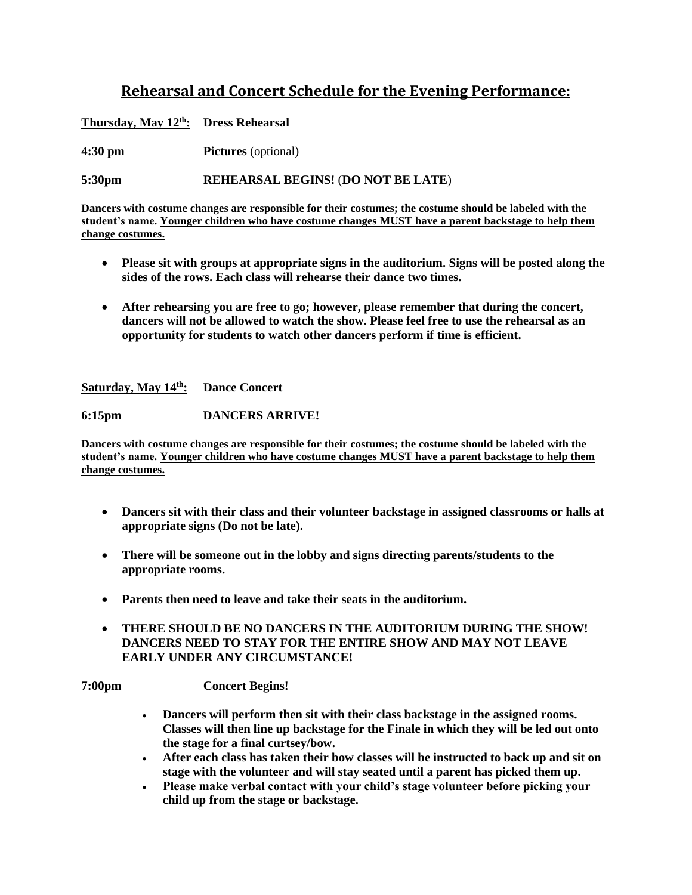# Rehearsal and Concert Schedule for the Evening Performance:

**Thursday, May 12th:** **Dress Rehearsal**

**4:30 pm** **Pictures** (optional)

**5:30pm** **REHEARSAL BEGINS!** (**DO NOT BE LATE**)

**Dancers with costume changes are responsible for their costumes; the costume should be labeled with the student's name. Younger children who have costume changes MUST have a parent backstage to help them change costumes.**

- **Please sit with groups at appropriate signs in the auditorium. Signs will be posted along the sides of the rows. Each class will rehearse their dance two times.**
- **After rehearsing you are free to go; however, please remember that during the concert, dancers will not be allowed to watch the show. Please feel free to use the rehearsal as an opportunity for students to watch other dancers perform if time is efficient.**

**Saturday, May 14th:** **Dance Concert**

**6:15pm** **DANCERS ARRIVE!**

**Dancers with costume changes are responsible for their costumes; the costume should be labeled with the student's name. Younger children who have costume changes MUST have a parent backstage to help them change costumes.**

- **Dancers sit with their class and their volunteer backstage in assigned classrooms or halls at appropriate signs (Do not be late).**
- **There will be someone out in the lobby and signs directing parents/students to the appropriate rooms.**
- **Parents then need to leave and take their seats in the auditorium.**
- **THERE SHOULD BE NO DANCERS IN THE AUDITORIUM DURING THE SHOW! DANCERS NEED TO STAY FOR THE ENTIRE SHOW AND MAY NOT LEAVE EARLY UNDER ANY CIRCUMSTANCE!**

**7:00pm** **Concert Begins!**

- **Dancers will perform then sit with their class backstage in the assigned rooms. Classes will then line up backstage for the Finale in which they will be led out onto the stage for a final curtsey/bow.**
- **After each class has taken their bow classes will be instructed to back up and sit on stage with the volunteer and will stay seated until a parent has picked them up.**
- **Please make verbal contact with your child's stage volunteer before picking your child up from the stage or backstage.**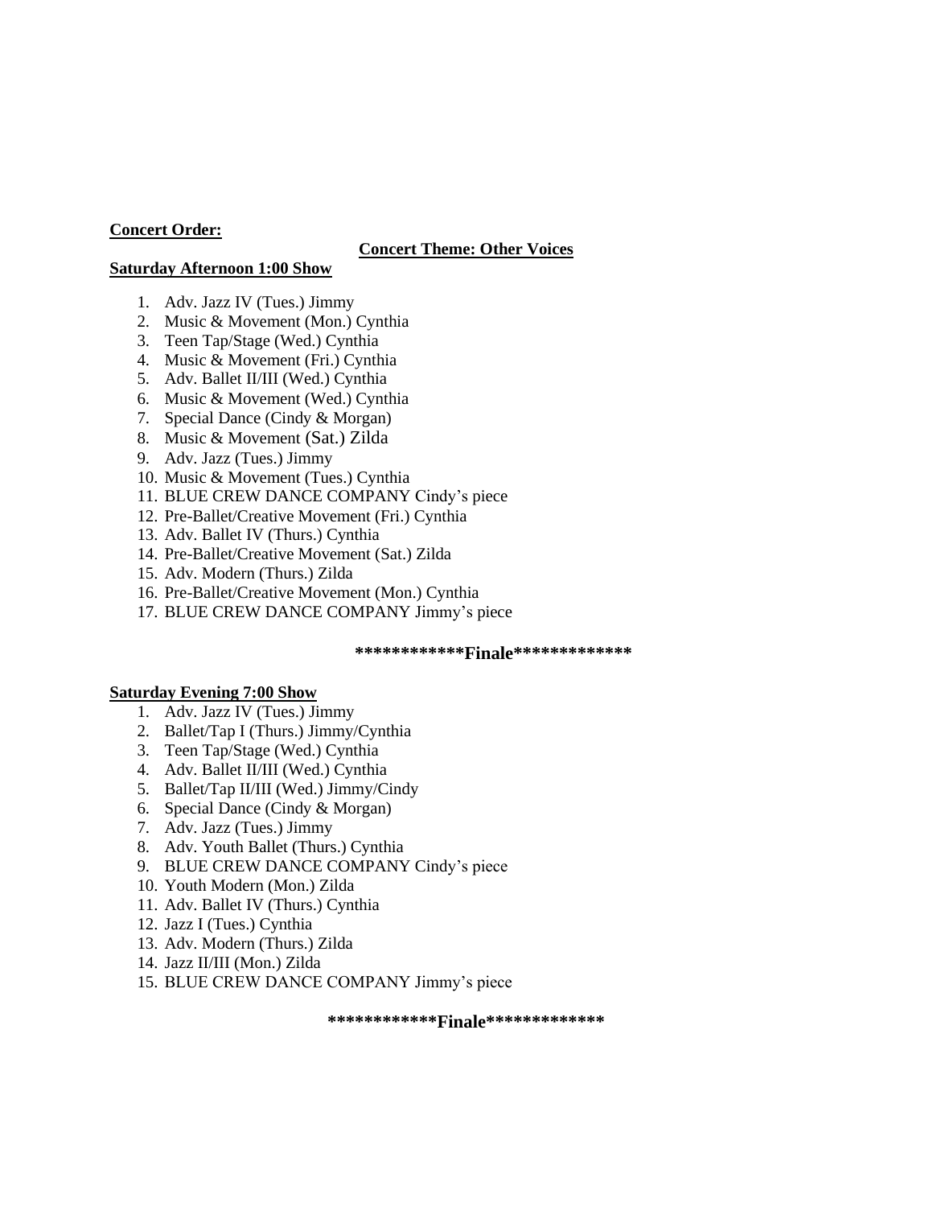**Concert Order:**

**Concert Theme: Other Voices**

**Saturday Afternoon 1:00 Show**

1. Adv. Jazz IV (Tues.) Jimmy
2. Music & Movement (Mon.) Cynthia
3. Teen Tap/Stage (Wed.) Cynthia
4. Music & Movement (Fri.) Cynthia
5. Adv. Ballet II/III (Wed.) Cynthia
6. Music & Movement (Wed.) Cynthia
7. Special Dance (Cindy & Morgan)
8. Music & Movement (Sat.) Zilda
9. Adv. Jazz (Tues.) Jimmy
10. Music & Movement (Tues.) Cynthia
11. BLUE CREW DANCE COMPANY Cindy's piece
12. Pre-Ballet/Creative Movement (Fri.) Cynthia
13. Adv. Ballet IV (Thurs.) Cynthia
14. Pre-Ballet/Creative Movement (Sat.) Zilda
15. Adv. Modern (Thurs.) Zilda
16. Pre-Ballet/Creative Movement (Mon.) Cynthia
17. BLUE CREW DANCE COMPANY Jimmy's piece

**************Finale*************

**Saturday Evening 7:00 Show**

1. Adv. Jazz IV (Tues.) Jimmy
2. Ballet/Tap I (Thurs.) Jimmy/Cynthia
3. Teen Tap/Stage (Wed.) Cynthia
4. Adv. Ballet II/III (Wed.) Cynthia
5. Ballet/Tap II/III (Wed.) Jimmy/Cindy
6. Special Dance (Cindy & Morgan)
7. Adv. Jazz (Tues.) Jimmy
8. Adv. Youth Ballet (Thurs.) Cynthia
9. BLUE CREW DANCE COMPANY Cindy's piece
10. Youth Modern (Mon.) Zilda
11. Adv. Ballet IV (Thurs.) Cynthia
12. Jazz I (Tues.) Cynthia
13. Adv. Modern (Thurs.) Zilda
14. Jazz II/III (Mon.) Zilda
15. BLUE CREW DANCE COMPANY Jimmy's piece

**************Finale*************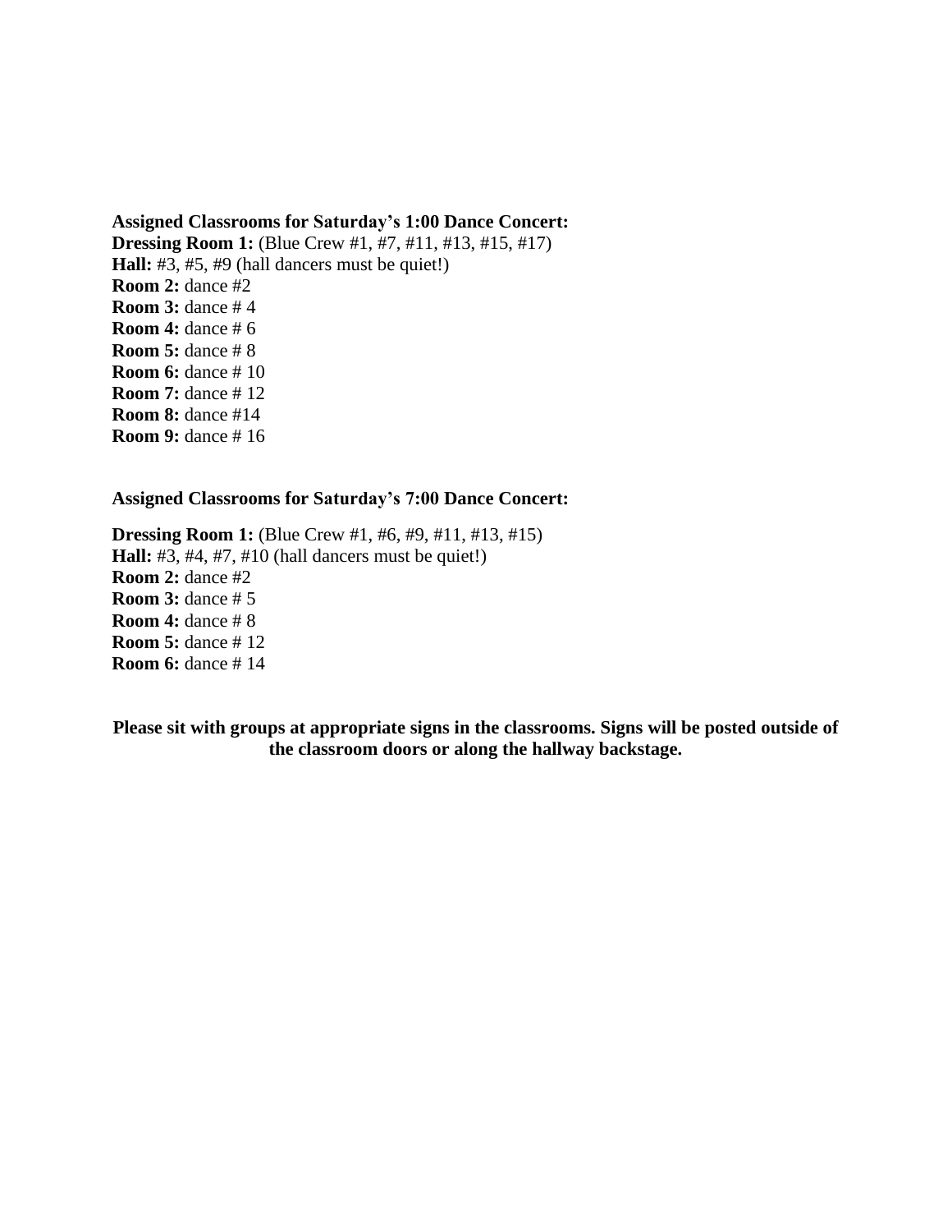**Assigned Classrooms for Saturday's 1:00 Dance Concert:**
**Dressing Room 1:** (Blue Crew #1, #7, #11, #13, #15, #17)
**Hall:** #3, #5, #9 (hall dancers must be quiet!)
**Room 2:** dance #2
**Room 3:** dance # 4
**Room 4:** dance # 6
**Room 5:** dance # 8
**Room 6:** dance # 10
**Room 7:** dance # 12
**Room 8:** dance #14
**Room 9:** dance # 16

**Assigned Classrooms for Saturday's 7:00 Dance Concert:**

**Dressing Room 1:** (Blue Crew #1, #6, #9, #11, #13, #15)
**Hall:** #3, #4, #7, #10 (hall dancers must be quiet!)
**Room 2:** dance #2
**Room 3:** dance # 5
**Room 4:** dance # 8
**Room 5:** dance # 12
**Room 6:** dance # 14

**Please sit with groups at appropriate signs in the classrooms. Signs will be posted outside of the classroom doors or along the hallway backstage.**